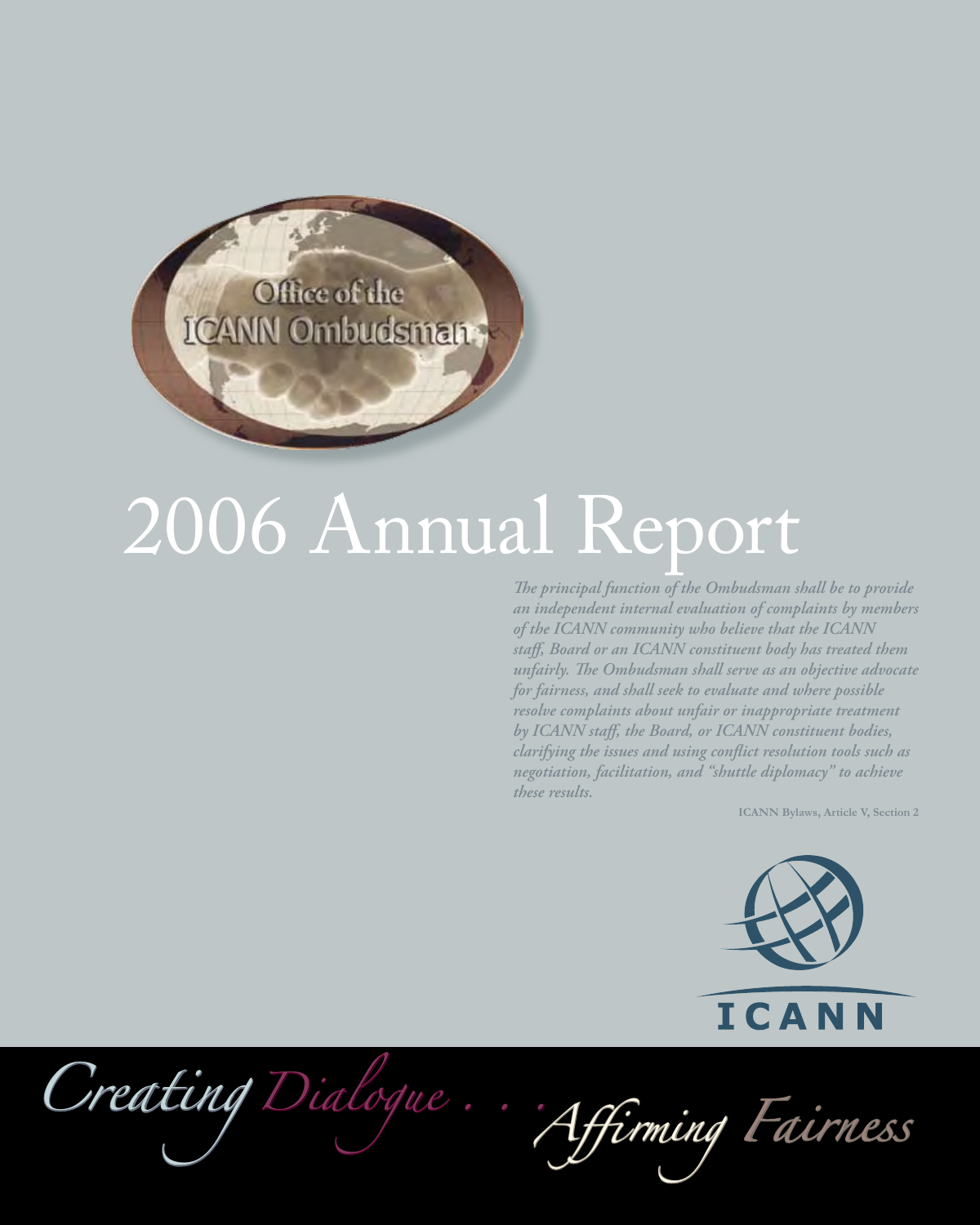Office of the ICANN Ombudsman

# 2006 Annual Report

*The principal function of the Ombudsman shall be to provide an independent internal evaluation of complaints by members of the ICANN community who believe that the ICANN staff, Board or an ICANN constituent body has treated them unfairly. The Ombudsman shall serve as an objective advocate for fairness, and shall seek to evaluate and where possible resolve complaints about unfair or inappropriate treatment by ICANN staff, the Board, or ICANN constituent bodies, clarifying the issues and using conflict resolution tools such as negotiation, facilitation, and "shuttle diplomacy" to achieve these results.*

**ICANN Bylaws, Article V, Section 2**

ICANN

*Creating Dialogue . . . Affirming Fairness*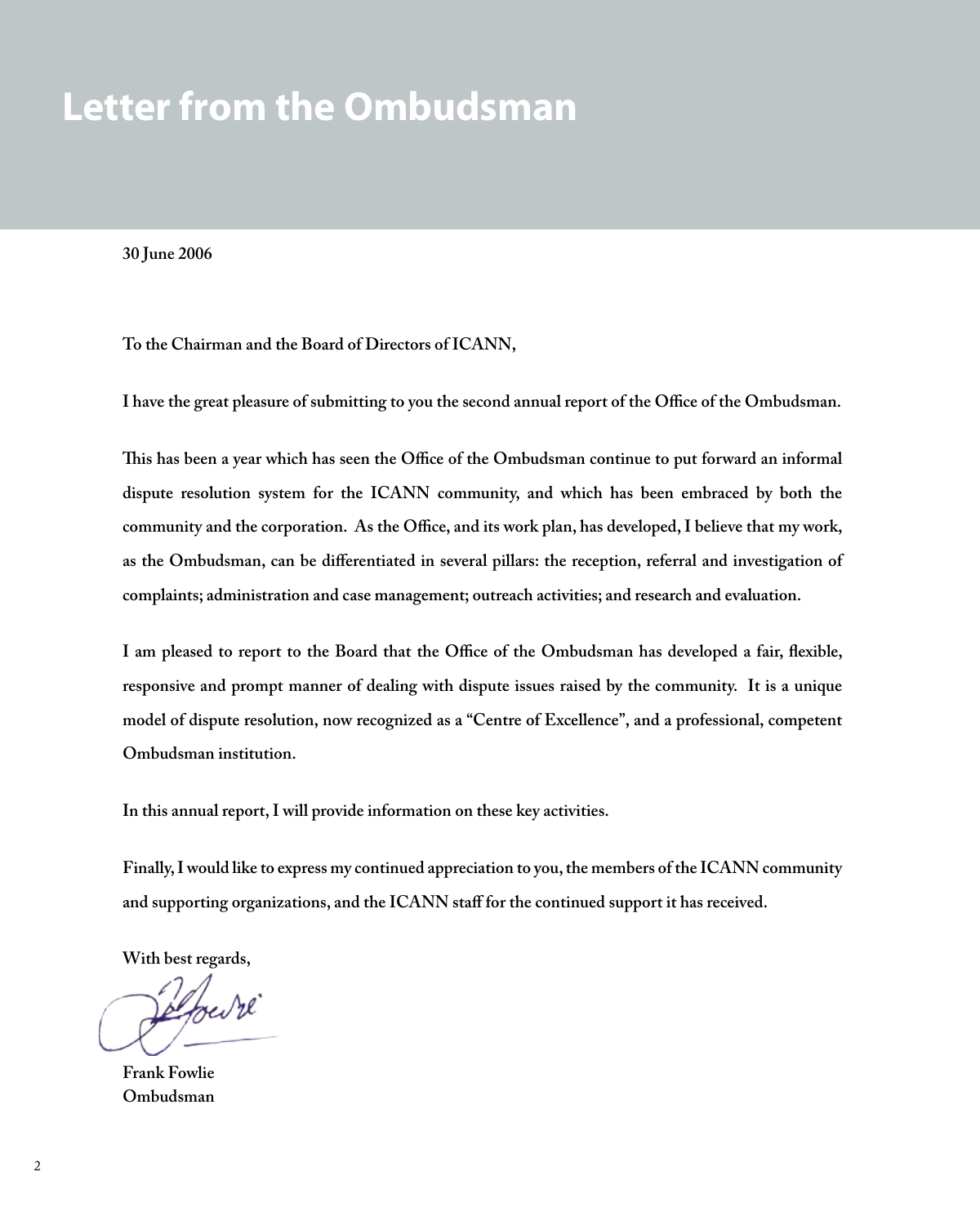# Letter from the Ombudsman

**30 June 2006**

**To the Chairman and the Board of Directors of ICANN,**

**I have the great pleasure of submitting to you the second annual report of the Office of the Ombudsman.**

**This has been a year which has seen the Office of the Ombudsman continue to put forward an informal dispute resolution system for the ICANN community, and which has been embraced by both the community and the corporation. As the Office, and its work plan, has developed, I believe that my work, as the Ombudsman, can be differentiated in several pillars: the reception, referral and investigation of complaints; administration and case management; outreach activities; and research and evaluation.**

**I am pleased to report to the Board that the Office of the Ombudsman has developed a fair, flexible, responsive and prompt manner of dealing with dispute issues raised by the community. It is a unique model of dispute resolution, now recognized as a "Centre of Excellence", and a professional, competent Ombudsman institution.**

**In this annual report, I will provide information on these key activities.**

**Finally, I would like to express my continued appreciation to you, the members of the ICANN community and supporting organizations, and the ICANN staff for the continued support it has received.**

**With best regards,**

**Frank Fowlie**
**Ombudsman**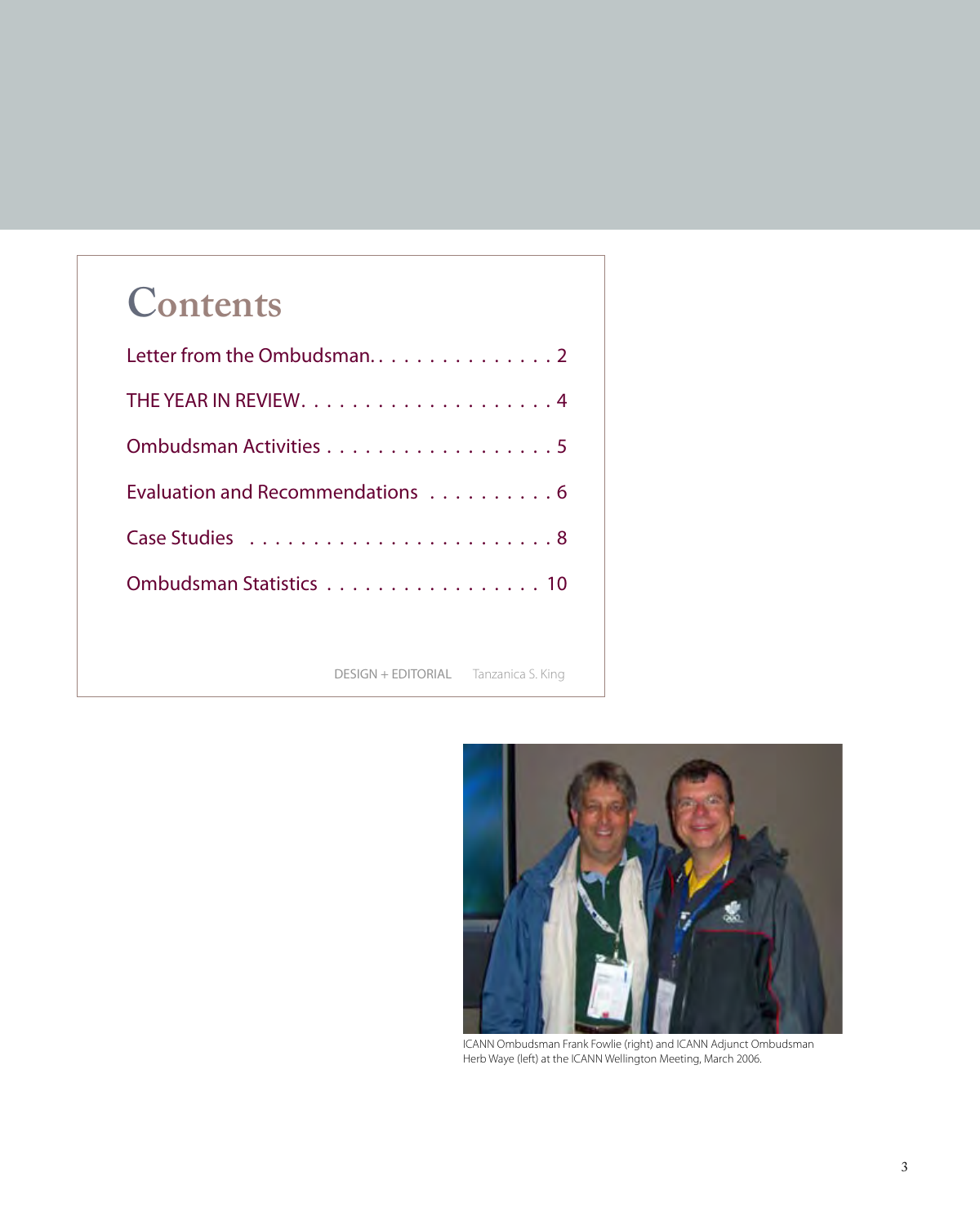# Contents

Letter from the Ombudsman . . . . . . . . . . . . . . . 2

THE YEAR IN REVIEW . . . . . . . . . . . . . . . . . . . . 4

Ombudsman Activities . . . . . . . . . . . . . . . . . . 5

Evaluation and Recommendations . . . . . . . . . . 6

Case Studies . . . . . . . . . . . . . . . . . . . . . . . . 8

Ombudsman Statistics . . . . . . . . . . . . . . . . . 10

DESIGN + EDITORIAL Tanzanica S. King

ICANN Ombudsman Frank Fowlie (right) and ICANN Adjunct Ombudsman Herb Waye (left) at the ICANN Wellington Meeting, March 2006.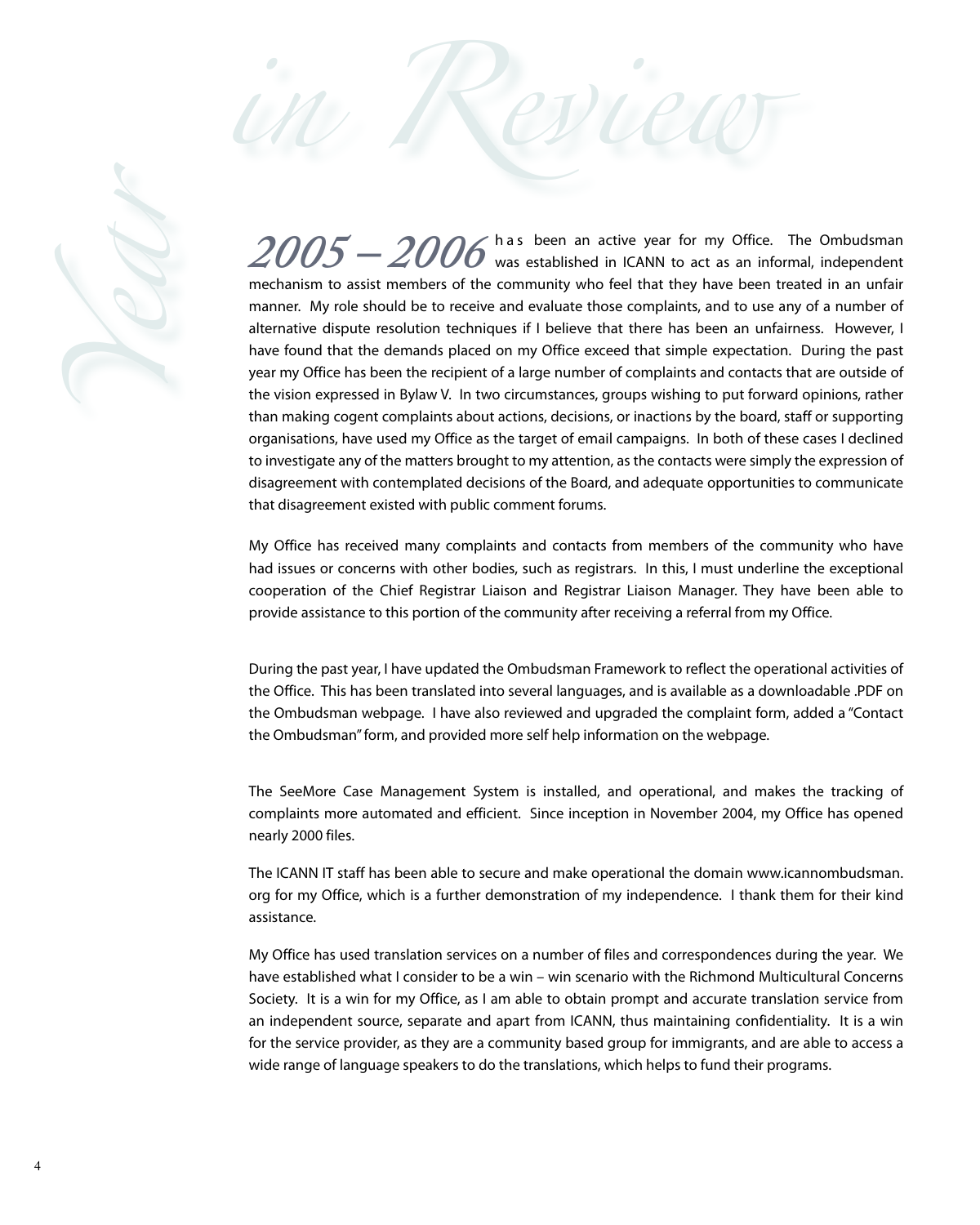# Year in Review

**2005 – 2006** has been an active year for my Office. The Ombudsman was established in ICANN to act as an informal, independent mechanism to assist members of the community who feel that they have been treated in an unfair manner. My role should be to receive and evaluate those complaints, and to use any of a number of alternative dispute resolution techniques if I believe that there has been an unfairness. However, I have found that the demands placed on my Office exceed that simple expectation. During the past year my Office has been the recipient of a large number of complaints and contacts that are outside of the vision expressed in Bylaw V. In two circumstances, groups wishing to put forward opinions, rather than making cogent complaints about actions, decisions, or inactions by the board, staff or supporting organisations, have used my Office as the target of email campaigns. In both of these cases I declined to investigate any of the matters brought to my attention, as the contacts were simply the expression of disagreement with contemplated decisions of the Board, and adequate opportunities to communicate that disagreement existed with public comment forums.

My Office has received many complaints and contacts from members of the community who have had issues or concerns with other bodies, such as registrars. In this, I must underline the exceptional cooperation of the Chief Registrar Liaison and Registrar Liaison Manager. They have been able to provide assistance to this portion of the community after receiving a referral from my Office.

During the past year, I have updated the Ombudsman Framework to reflect the operational activities of the Office. This has been translated into several languages, and is available as a downloadable .PDF on the Ombudsman webpage. I have also reviewed and upgraded the complaint form, added a "Contact the Ombudsman" form, and provided more self help information on the webpage.

The SeeMore Case Management System is installed, and operational, and makes the tracking of complaints more automated and efficient. Since inception in November 2004, my Office has opened nearly 2000 files.

The ICANN IT staff has been able to secure and make operational the domain www.icannombudsman.org for my Office, which is a further demonstration of my independence. I thank them for their kind assistance.

My Office has used translation services on a number of files and correspondences during the year. We have established what I consider to be a win – win scenario with the Richmond Multicultural Concerns Society. It is a win for my Office, as I am able to obtain prompt and accurate translation service from an independent source, separate and apart from ICANN, thus maintaining confidentiality. It is a win for the service provider, as they are a community based group for immigrants, and are able to access a wide range of language speakers to do the translations, which helps to fund their programs.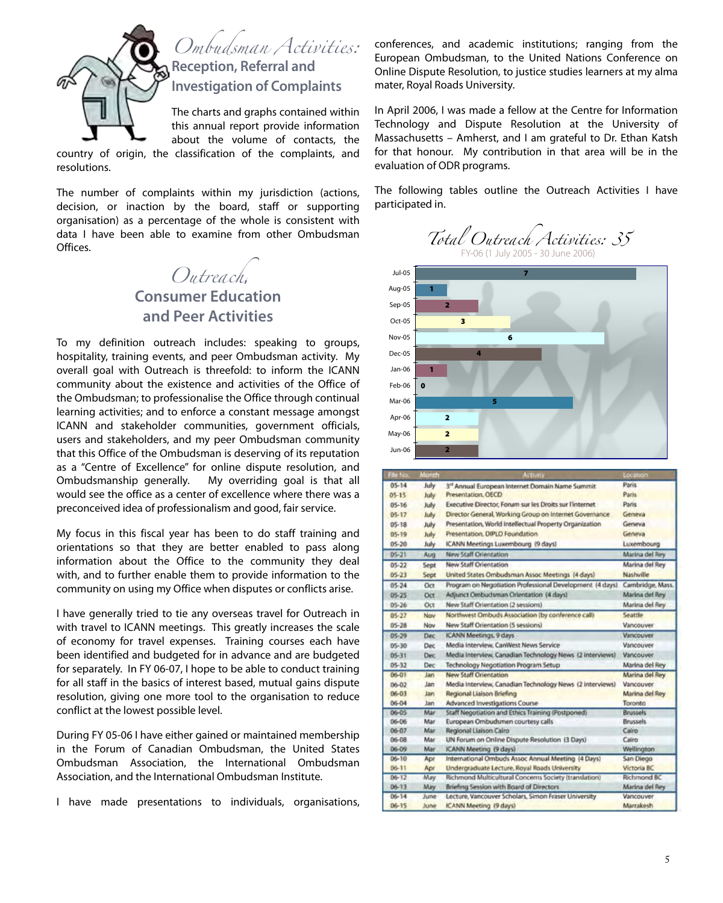# Ombudsman Activities: Reception, Referral and Investigation of Complaints

The charts and graphs contained within this annual report provide information about the volume of contacts, the country of origin, the classification of the complaints, and resolutions.

The number of complaints within my jurisdiction (actions, decision, or inaction by the board, staff or supporting organisation) as a percentage of the whole is consistent with data I have been able to examine from other Ombudsman Offices.

# Outreach, Consumer Education and Peer Activities

To my definition outreach includes: speaking to groups, hospitality, training events, and peer Ombudsman activity. My overall goal with Outreach is threefold: to inform the ICANN community about the existence and activities of the Office of the Ombudsman; to professionalise the Office through continual learning activities; and to enforce a constant message amongst ICANN and stakeholder communities, government officials, users and stakeholders, and my peer Ombudsman community that this Office of the Ombudsman is deserving of its reputation as a "Centre of Excellence" for online dispute resolution, and Ombudsmanship generally. My overriding goal is that all would see the office as a center of excellence where there was a preconceived idea of professionalism and good, fair service.

My focus in this fiscal year has been to do staff training and orientations so that they are better enabled to pass along information about the Office to the community they deal with, and to further enable them to provide information to the community on using my Office when disputes or conflicts arise.

I have generally tried to tie any overseas travel for Outreach in with travel to ICANN meetings. This greatly increases the scale of economy for travel expenses. Training courses each have been identified and budgeted for in advance and are budgeted for separately. In FY 06-07, I hope to be able to conduct training for all staff in the basics of interest based, mutual gains dispute resolution, giving one more tool to the organisation to reduce conflict at the lowest possible level.

During FY 05-06 I have either gained or maintained membership in the Forum of Canadian Ombudsman, the United States Ombudsman Association, the International Ombudsman Association, and the International Ombudsman Institute.

I have made presentations to individuals, organisations, conferences, and academic institutions; ranging from the European Ombudsman, to the United Nations Conference on Online Dispute Resolution, to justice studies learners at my alma mater, Royal Roads University.

In April 2006, I was made a fellow at the Centre for Information Technology and Dispute Resolution at the University of Massachusetts – Amherst, and I am grateful to Dr. Ethan Katsh for that honour. My contribution in that area will be in the evaluation of ODR programs.

The following tables outline the Outreach Activities I have participated in.

## Total Outreach Activities: 35

FY-06 (1 July 2005 - 30 June 2006)

| Month | Activities |
|---|---|
| Jul-05 | 7 |
| Aug-05 | 1 |
| Sep-05 | 2 |
| Oct-05 | 3 |
| Nov-05 | 6 |
| Dec-05 | 4 |
| Jan-06 | 1 |
| Feb-06 | 0 |
| Mar-06 | 5 |
| Apr-06 | 2 |
| May-06 | 2 |
| Jun-06 | 2 |

| File No. | Month | Activity | Location |
|---|---|---|---|
| 05-14 | July | 3rd Annual European Internet Domain Name Summit | Paris |
| 05-15 | July | Presentation, OECD | Paris |
| 05-16 | July | Executive Director, Forum sur les Droits sur l'internet | Paris |
| 05-17 | July | Director General, Working Group on Internet Governance | Geneva |
| 05-18 | July | Presentation, World Intellectual Property Organization | Geneva |
| 05-19 | July | Presentation, DIPLO Foundation | Geneva |
| 05-20 | July | ICANN Meetings Luxembourg (9 days) | Luxembourg |
| 05-21 | Aug | New Staff Orientation | Marina del Rey |
| 05-22 | Sept | New Staff Orientation | Marina del Rey |
| 05-23 | Sept | United States Ombudsman Assoc Meetings (4 days) | Nashville |
| 05-24 | Oct | Program on Negotiation Professional Development (4 days) | Cambridge, Mass. |
| 05-25 | Oct | Adjunct Ombudsman Orientation (4 days) | Marina del Rey |
| 05-26 | Oct | New Staff Orientation (2 sessions) | Marina del Rey |
| 05-27 | Nov | Northwest Ombuds Association (by conference call) | Seattle |
| 05-28 | Nov | New Staff Orientation (5 sessions) | Vancouver |
| 05-29 | Dec | ICANN Meetings, 9 days | Vancouver |
| 05-30 | Dec | Media Interview, CanWest News Service | Vancouver |
| 05-31 | Dec | Media Interview, Canadian Technology News (2 interviews) | Vancouver |
| 05-32 | Dec | Technology Negotiation Program Setup | Marina del Rey |
| 06-01 | Jan | New Staff Orientation | Marina del Rey |
| 06-02 | Jan | Media Interview, Canadian Technology News (2 interviews) | Vancouver |
| 06-03 | Jan | Regional Liaison Briefing | Marina del Rey |
| 06-04 | Jan | Advanced Investigations Course | Toronto |
| 06-05 | Mar | Staff Negotiation and Ethics Training (Postponed) | Brussels |
| 06-06 | Mar | European Ombudsmen courtesy calls | Brussels |
| 06-07 | Mar | Regional Liaison Cairo | Cairo |
| 06-08 | Mar | UN Forum on Online Dispute Resolution (3 Days) | Cairo |
| 06-09 | Mar | ICANN Meeting (9 days) | Wellington |
| 06-10 | Apr | International Ombuds Assoc Annual Meeting (4 Days) | San Diego |
| 06-11 | Apr | Undergraduate Lecture, Royal Roads University | Victoria BC |
| 06-12 | May | Richmond Multicultural Concerns Society (translation) | Richmond BC |
| 06-13 | May | Briefing Session with Board of Directors | Marina del Rey |
| 06-14 | June | Lecture, Vancouver Scholars, Simon Fraser University | Vancouver |
| 06-15 | June | ICANN Meeting (9 days) | Marrakesh |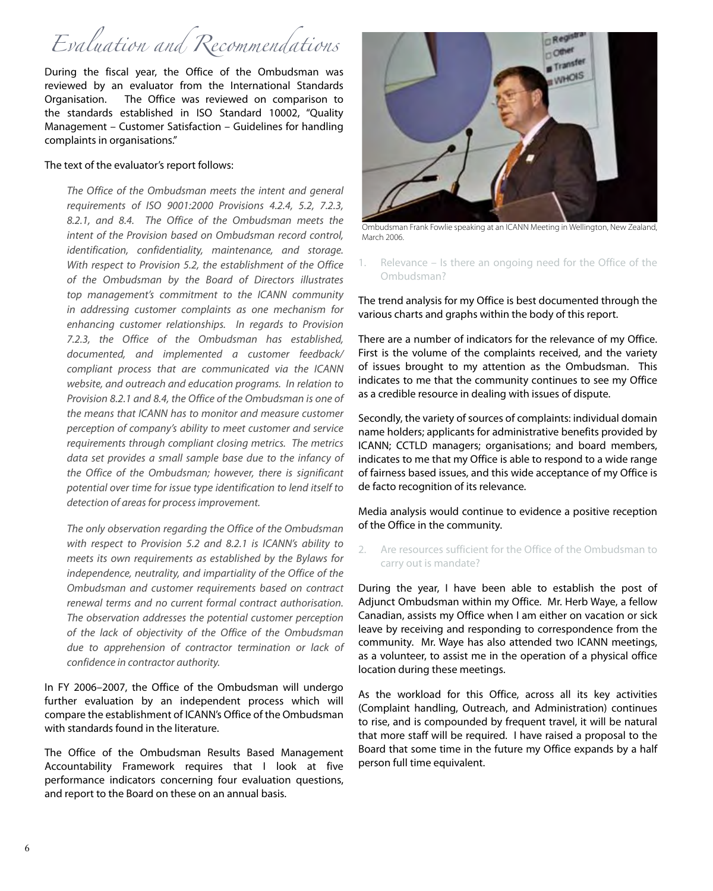# Evaluation and Recommendations

During the fiscal year, the Office of the Ombudsman was reviewed by an evaluator from the International Standards Organisation. The Office was reviewed on comparison to the standards established in ISO Standard 10002, "Quality Management – Customer Satisfaction – Guidelines for handling complaints in organisations."

The text of the evaluator's report follows:

> *The Office of the Ombudsman meets the intent and general requirements of ISO 9001:2000 Provisions 4.2.4, 5.2, 7.2.3, 8.2.1, and 8.4. The Office of the Ombudsman meets the intent of the Provision based on Ombudsman record control, identification, confidentiality, maintenance, and storage. With respect to Provision 5.2, the establishment of the Office of the Ombudsman by the Board of Directors illustrates top management's commitment to the ICANN community in addressing customer complaints as one mechanism for enhancing customer relationships. In regards to Provision 7.2.3, the Office of the Ombudsman has established, documented, and implemented a customer feedback/ compliant process that are communicated via the ICANN website, and outreach and education programs. In relation to Provision 8.2.1 and 8.4, the Office of the Ombudsman is one of the means that ICANN has to monitor and measure customer perception of company's ability to meet customer and service requirements through compliant closing metrics. The metrics data set provides a small sample base due to the infancy of the Office of the Ombudsman; however, there is significant potential over time for issue type identification to lend itself to detection of areas for process improvement.*
>
> *The only observation regarding the Office of the Ombudsman with respect to Provision 5.2 and 8.2.1 is ICANN's ability to meets its own requirements as established by the Bylaws for independence, neutrality, and impartiality of the Office of the Ombudsman and customer requirements based on contract renewal terms and no current formal contract authorisation. The observation addresses the potential customer perception of the lack of objectivity of the Office of the Ombudsman due to apprehension of contractor termination or lack of confidence in contractor authority.*

In FY 2006–2007, the Office of the Ombudsman will undergo further evaluation by an independent process which will compare the establishment of ICANN's Office of the Ombudsman with standards found in the literature.

The Office of the Ombudsman Results Based Management Accountability Framework requires that I look at five performance indicators concerning four evaluation questions, and report to the Board on these on an annual basis.

Ombudsman Frank Fowlie speaking at an ICANN Meeting in Wellington, New Zealand, March 2006.

1. Relevance – Is there an ongoing need for the Office of the Ombudsman?

The trend analysis for my Office is best documented through the various charts and graphs within the body of this report.

There are a number of indicators for the relevance of my Office. First is the volume of the complaints received, and the variety of issues brought to my attention as the Ombudsman. This indicates to me that the community continues to see my Office as a credible resource in dealing with issues of dispute.

Secondly, the variety of sources of complaints: individual domain name holders; applicants for administrative benefits provided by ICANN; CCTLD managers; organisations; and board members, indicates to me that my Office is able to respond to a wide range of fairness based issues, and this wide acceptance of my Office is de facto recognition of its relevance.

Media analysis would continue to evidence a positive reception of the Office in the community.

2. Are resources sufficient for the Office of the Ombudsman to carry out is mandate?

During the year, I have been able to establish the post of Adjunct Ombudsman within my Office. Mr. Herb Waye, a fellow Canadian, assists my Office when I am either on vacation or sick leave by receiving and responding to correspondence from the community. Mr. Waye has also attended two ICANN meetings, as a volunteer, to assist me in the operation of a physical office location during these meetings.

As the workload for this Office, across all its key activities (Complaint handling, Outreach, and Administration) continues to rise, and is compounded by frequent travel, it will be natural that more staff will be required. I have raised a proposal to the Board that some time in the future my Office expands by a half person full time equivalent.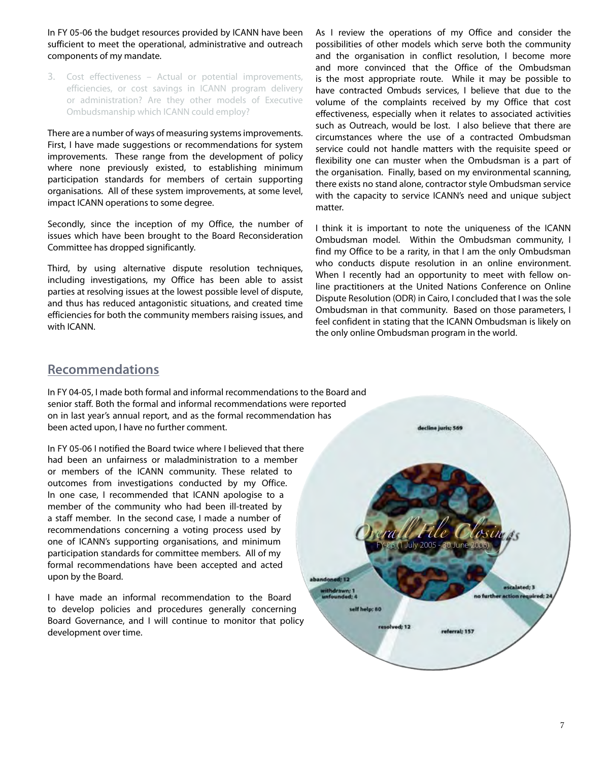In FY 05-06 the budget resources provided by ICANN have been sufficient to meet the operational, administrative and outreach components of my mandate.

3. Cost effectiveness – Actual or potential improvements, efficiencies, or cost savings in ICANN program delivery or administration? Are they other models of Executive Ombudsmanship which ICANN could employ?

There are a number of ways of measuring systems improvements. First, I have made suggestions or recommendations for system improvements. These range from the development of policy where none previously existed, to establishing minimum participation standards for members of certain supporting organisations. All of these system improvements, at some level, impact ICANN operations to some degree.

Secondly, since the inception of my Office, the number of issues which have been brought to the Board Reconsideration Committee has dropped significantly.

Third, by using alternative dispute resolution techniques, including investigations, my Office has been able to assist parties at resolving issues at the lowest possible level of dispute, and thus has reduced antagonistic situations, and created time efficiencies for both the community members raising issues, and with ICANN.

As I review the operations of my Office and consider the possibilities of other models which serve both the community and the organisation in conflict resolution, I become more and more convinced that the Office of the Ombudsman is the most appropriate route. While it may be possible to have contracted Ombuds services, I believe that due to the volume of the complaints received by my Office that cost effectiveness, especially when it relates to associated activities such as Outreach, would be lost. I also believe that there are circumstances where the use of a contracted Ombudsman service could not handle matters with the requisite speed or flexibility one can muster when the Ombudsman is a part of the organisation. Finally, based on my environmental scanning, there exists no stand alone, contractor style Ombudsman service with the capacity to service ICANN's need and unique subject matter.

I think it is important to note the uniqueness of the ICANN Ombudsman model. Within the Ombudsman community, I find my Office to be a rarity, in that I am the only Ombudsman who conducts dispute resolution in an online environment. When I recently had an opportunity to meet with fellow on-line practitioners at the United Nations Conference on Online Dispute Resolution (ODR) in Cairo, I concluded that I was the sole Ombudsman in that community. Based on those parameters, I feel confident in stating that the ICANN Ombudsman is likely on the only online Ombudsman program in the world.

## Recommendations

In FY 04-05, I made both formal and informal recommendations to the Board and senior staff. Both the formal and informal recommendations were reported on in last year's annual report, and as the formal recommendation has been acted upon, I have no further comment.

In FY 05-06 I notified the Board twice where I believed that there had been an unfairness or maladministration to a member or members of the ICANN community. These related to outcomes from investigations conducted by my Office. In one case, I recommended that ICANN apologise to a member of the community who had been ill-treated by a staff member. In the second case, I made a number of recommendations concerning a voting process used by one of ICANN's supporting organisations, and minimum participation standards for committee members. All of my formal recommendations have been accepted and acted upon by the Board.

I have made an informal recommendation to the Board to develop policies and procedures generally concerning Board Governance, and I will continue to monitor that policy development over time.

Overall File Closings
FY-06 (1 July 2005 - 30 June 2006)

decline juris: 569
abandoned: 12
withdrawn: 1
unfounded: 4
self help: 80
resolved: 12
referral: 157
no further action required: 24
escalated: 3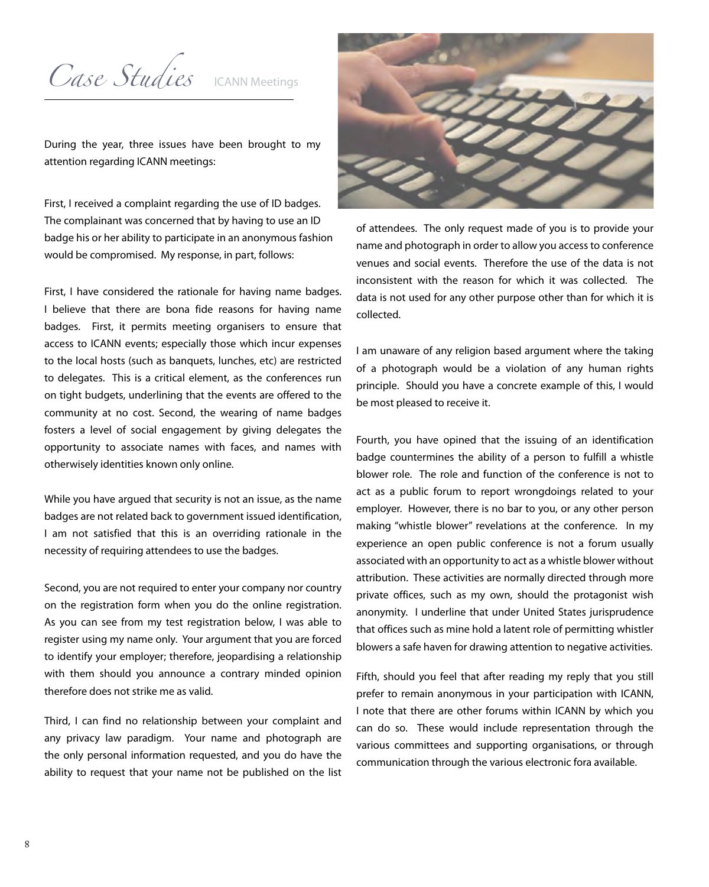# *Case Studies* ICANN Meetings

During the year, three issues have been brought to my attention regarding ICANN meetings:

First, I received a complaint regarding the use of ID badges. The complainant was concerned that by having to use an ID badge his or her ability to participate in an anonymous fashion would be compromised. My response, in part, follows:

First, I have considered the rationale for having name badges. I believe that there are bona fide reasons for having name badges. First, it permits meeting organisers to ensure that access to ICANN events; especially those which incur expenses to the local hosts (such as banquets, lunches, etc) are restricted to delegates. This is a critical element, as the conferences run on tight budgets, underlining that the events are offered to the community at no cost. Second, the wearing of name badges fosters a level of social engagement by giving delegates the opportunity to associate names with faces, and names with otherwisely identities known only online.

While you have argued that security is not an issue, as the name badges are not related back to government issued identification, I am not satisfied that this is an overriding rationale in the necessity of requiring attendees to use the badges.

Second, you are not required to enter your company nor country on the registration form when you do the online registration. As you can see from my test registration below, I was able to register using my name only. Your argument that you are forced to identify your employer; therefore, jeopardising a relationship with them should you announce a contrary minded opinion therefore does not strike me as valid.

Third, I can find no relationship between your complaint and any privacy law paradigm. Your name and photograph are the only personal information requested, and you do have the ability to request that your name not be published on the list of attendees. The only request made of you is to provide your name and photograph in order to allow you access to conference venues and social events. Therefore the use of the data is not inconsistent with the reason for which it was collected. The data is not used for any other purpose other than for which it is collected.

I am unaware of any religion based argument where the taking of a photograph would be a violation of any human rights principle. Should you have a concrete example of this, I would be most pleased to receive it.

Fourth, you have opined that the issuing of an identification badge countermines the ability of a person to fulfill a whistle blower role. The role and function of the conference is not to act as a public forum to report wrongdoings related to your employer. However, there is no bar to you, or any other person making "whistle blower" revelations at the conference. In my experience an open public conference is not a forum usually associated with an opportunity to act as a whistle blower without attribution. These activities are normally directed through more private offices, such as my own, should the protagonist wish anonymity. I underline that under United States jurisprudence that offices such as mine hold a latent role of permitting whistler blowers a safe haven for drawing attention to negative activities.

Fifth, should you feel that after reading my reply that you still prefer to remain anonymous in your participation with ICANN, I note that there are other forums within ICANN by which you can do so. These would include representation through the various committees and supporting organisations, or through communication through the various electronic fora available.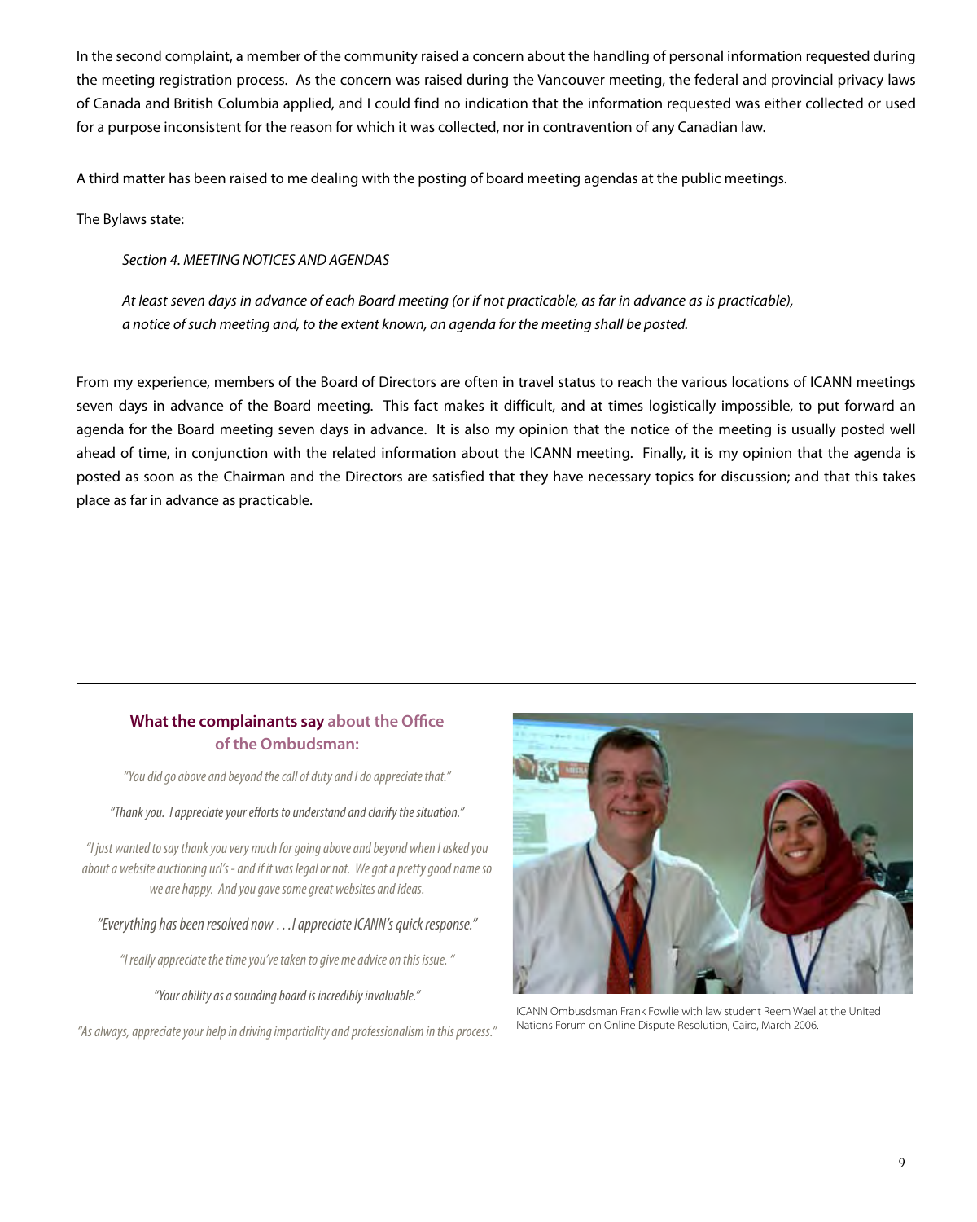In the second complaint, a member of the community raised a concern about the handling of personal information requested during the meeting registration process. As the concern was raised during the Vancouver meeting, the federal and provincial privacy laws of Canada and British Columbia applied, and I could find no indication that the information requested was either collected or used for a purpose inconsistent for the reason for which it was collected, nor in contravention of any Canadian law.

A third matter has been raised to me dealing with the posting of board meeting agendas at the public meetings.

The Bylaws state:

> *Section 4. MEETING NOTICES AND AGENDAS*
>
> *At least seven days in advance of each Board meeting (or if not practicable, as far in advance as is practicable), a notice of such meeting and, to the extent known, an agenda for the meeting shall be posted.*

From my experience, members of the Board of Directors are often in travel status to reach the various locations of ICANN meetings seven days in advance of the Board meeting. This fact makes it difficult, and at times logistically impossible, to put forward an agenda for the Board meeting seven days in advance. It is also my opinion that the notice of the meeting is usually posted well ahead of time, in conjunction with the related information about the ICANN meeting. Finally, it is my opinion that the agenda is posted as soon as the Chairman and the Directors are satisfied that they have necessary topics for discussion; and that this takes place as far in advance as practicable.

---

### What the complainants say about the Office of the Ombudsman:

*"You did go above and beyond the call of duty and I do appreciate that."*

*"Thank you. I appreciate your efforts to understand and clarify the situation."*

*"I just wanted to say thank you very much for going above and beyond when I asked you about a website auctioning url's - and if it was legal or not. We got a pretty good name so we are happy. And you gave some great websites and ideas.*

*"Everything has been resolved now . . .I appreciate ICANN's quick response."*

*"I really appreciate the time you've taken to give me advice on this issue. "*

*"Your ability as a sounding board is incredibly invaluable."*

*"As always, appreciate your help in driving impartiality and professionalism in this process."*

ICANN Ombusdsman Frank Fowlie with law student Reem Wael at the United Nations Forum on Online Dispute Resolution, Cairo, March 2006.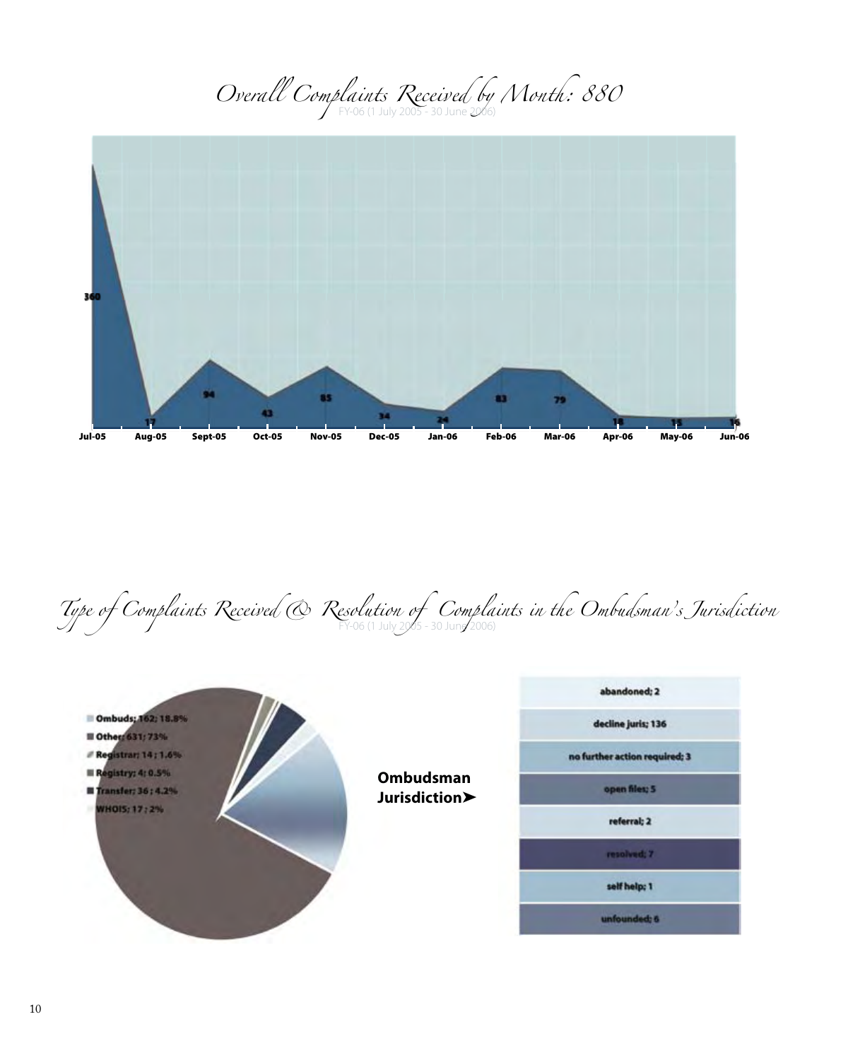## Overall Complaints Received by Month: 880

FY-06 (1 July 2005 - 30 June 2006)

| Month | Complaints |
|---|---|
| Jul-05 | 360 |
| Aug-05 | 17 |
| Sept-05 | 94 |
| Oct-05 | 43 |
| Nov-05 | 85 |
| Dec-05 | 34 |
| Jan-06 | 24 |
| Feb-06 | 83 |
| Mar-06 | 79 |
| Apr-06 | 18 |
| May-06 | 15 |
| Jun-06 | 16 |

## Type of Complaints Received & Resolution of Complaints in the Ombudsman's Jurisdiction

FY-06 (1 July 2005 - 30 June 2006)

- Ombuds; 162; 18.8%
- Other; 631; 73%
- Registrar; 14 ; 1.6%
- Registry; 4; 0.5%
- Transfer; 36 ; 4.2%
- WHOIS; 17 ; 2%

**Ombudsman Jurisdiction➤**

- abandoned; 2
- decline juris; 136
- no further action required; 3
- open files; 5
- referral; 2
- resolved; 7
- self help; 1
- unfounded; 6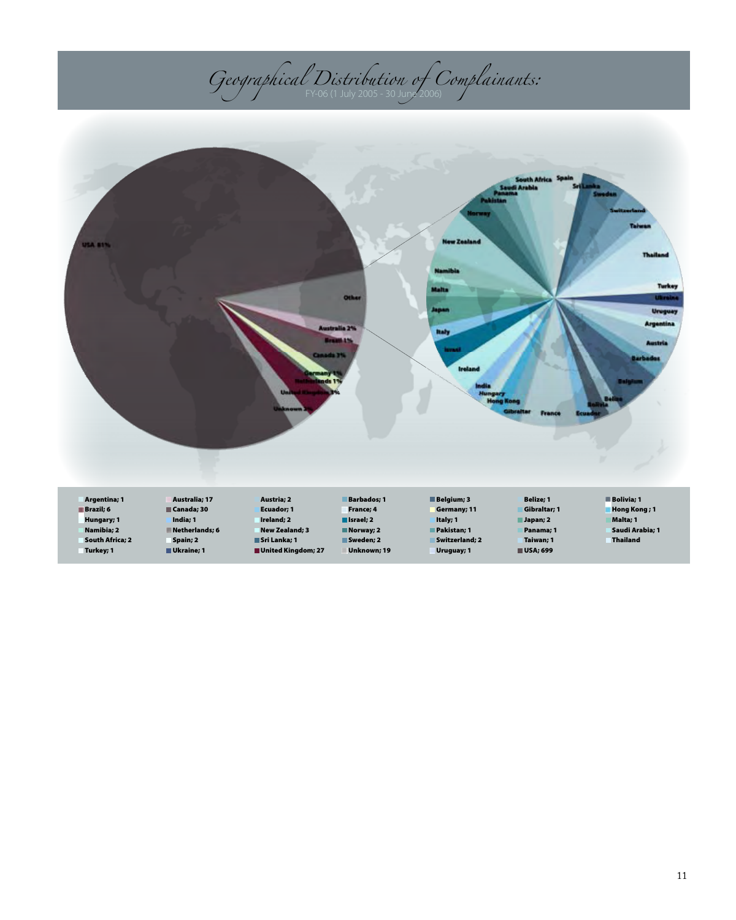# *Geographical Distribution of Complainants:*

FY-06 (1 July 2005 - 30 June 2006)

USA 81%

Other

Australia 2%

Brazil 1%

Canada 3%

Germany 1%

Netherlands 1%

United Kingdom 3%

Unknown 2%

South Africa, Spain, Saudi Arabia, Panama, Pakistan, Sri Lanka, Sweden, Norway, Switzerland, Taiwan, New Zealand, Thailand, Namibia, Turkey, Malta, Ukraine, Uruguay, Japan, Argentina, Italy, Austria, Israel, Barbados, Ireland, Belgium, India, Hungary, Belize, Hong Kong, Bolivia, Gibraltar, France, Ecuador

| | | | | | | |
|---|---|---|---|---|---|---|
| Argentina; 1 | Australia; 17 | Austria; 2 | Barbados; 1 | Belgium; 3 | Belize; 1 | Bolivia; 1 |
| Brazil; 6 | Canada; 30 | Ecuador; 1 | France; 4 | Germany; 11 | Gibraltar; 1 | Hong Kong ; 1 |
| Hungary; 1 | India; 1 | Ireland; 2 | Israel; 2 | Italy; 1 | Japan; 2 | Malta; 1 |
| Namibia; 2 | Netherlands; 6 | New Zealand; 3 | Norway; 2 | Pakistan; 1 | Panama; 1 | Saudi Arabia; 1 |
| South Africa; 2 | Spain; 2 | Sri Lanka; 1 | Sweden; 2 | Switzerland; 2 | Taiwan; 1 | Thailand |
| Turkey; 1 | Ukraine; 1 | United Kingdom; 27 | Unknown; 19 | Uruguay; 1 | USA; 699 | |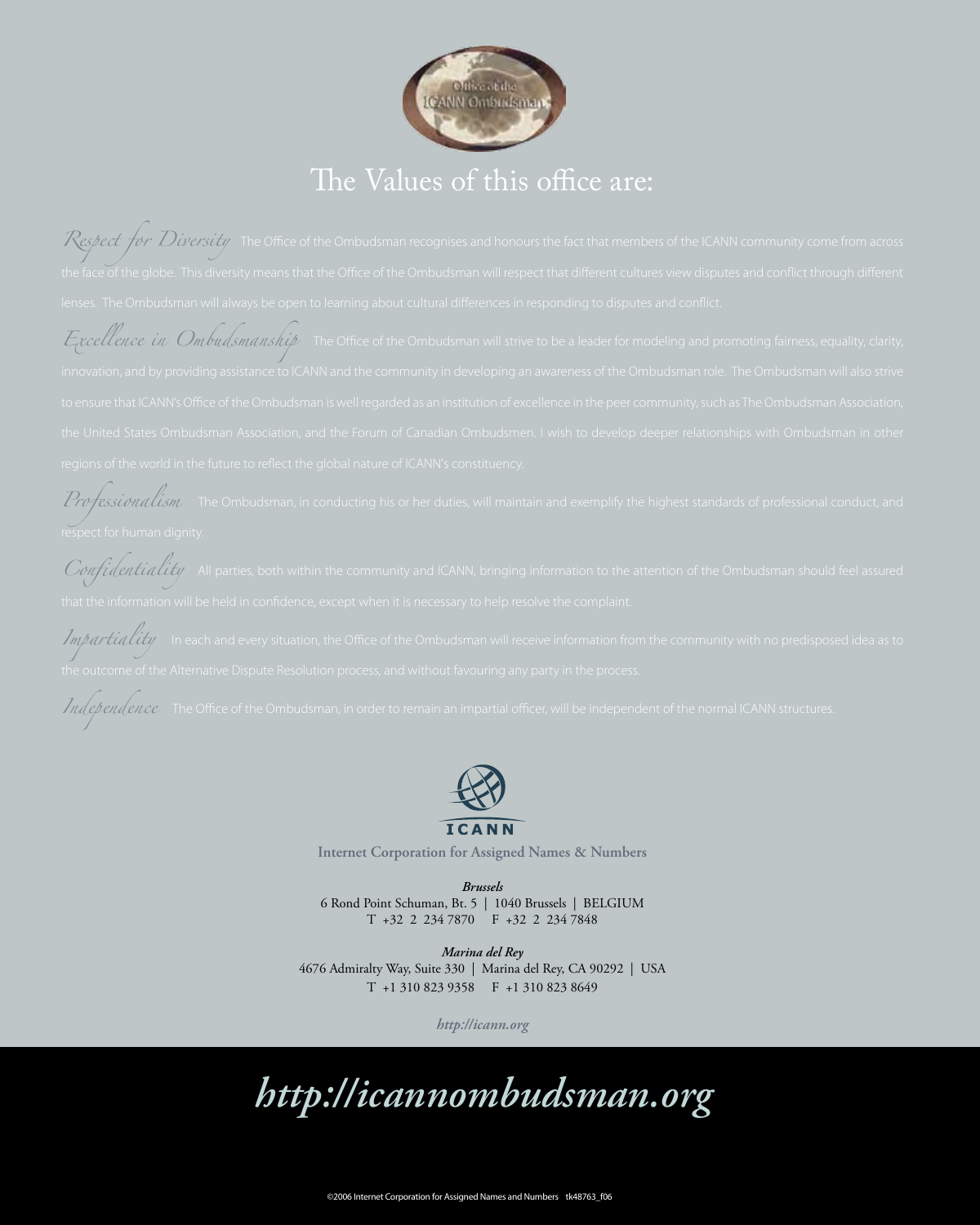Office of the ICANN Ombudsman

# The Values of this office are:

*Respect for Diversity* The Office of the Ombudsman recognises and honours the fact that members of the ICANN community come from across the face of the globe. This diversity means that the Office of the Ombudsman will respect that different cultures view disputes and conflict through different lenses. The Ombudsman will always be open to learning about cultural differences in responding to disputes and conflict.

*Excellence in Ombudsmanship* The Office of the Ombudsman will strive to be a leader for modeling and promoting fairness, equality, clarity, innovation, and by providing assistance to ICANN and the community in developing an awareness of the Ombudsman role. The Ombudsman will also strive to ensure that ICANN's Office of the Ombudsman is well regarded as an institution of excellence in the peer community, such as The Ombudsman Association, the United States Ombudsman Association, and the Forum of Canadian Ombudsmen. I wish to develop deeper relationships with Ombudsman in other regions of the world in the future to reflect the global nature of ICANN's constituency.

*Professionalism* The Ombudsman, in conducting his or her duties, will maintain and exemplify the highest standards of professional conduct, and respect for human dignity.

*Confidentiality* All parties, both within the community and ICANN, bringing information to the attention of the Ombudsman should feel assured that the information will be held in confidence, except when it is necessary to help resolve the complaint.

*Impartiality* In each and every situation, the Office of the Ombudsman will receive information from the community with no predisposed idea as to the outcome of the Alternative Dispute Resolution process, and without favouring any party in the process.

*Independence* The Office of the Ombudsman, in order to remain an impartial officer, will be independent of the normal ICANN structures.

ICANN

**Internet Corporation for Assigned Names & Numbers**

***Brussels***
6 Rond Point Schuman, Bt. 5 | 1040 Brussels | BELGIUM
T +32 2 234 7870 F +32 2 234 7848

***Marina del Rey***
4676 Admiralty Way, Suite 330 | Marina del Rey, CA 90292 | USA
T +1 310 823 9358 F +1 310 823 8649

*http://icann.org*

***http://icannombudsman.org***

©2006 Internet Corporation for Assigned Names and Numbers tk48763_f06